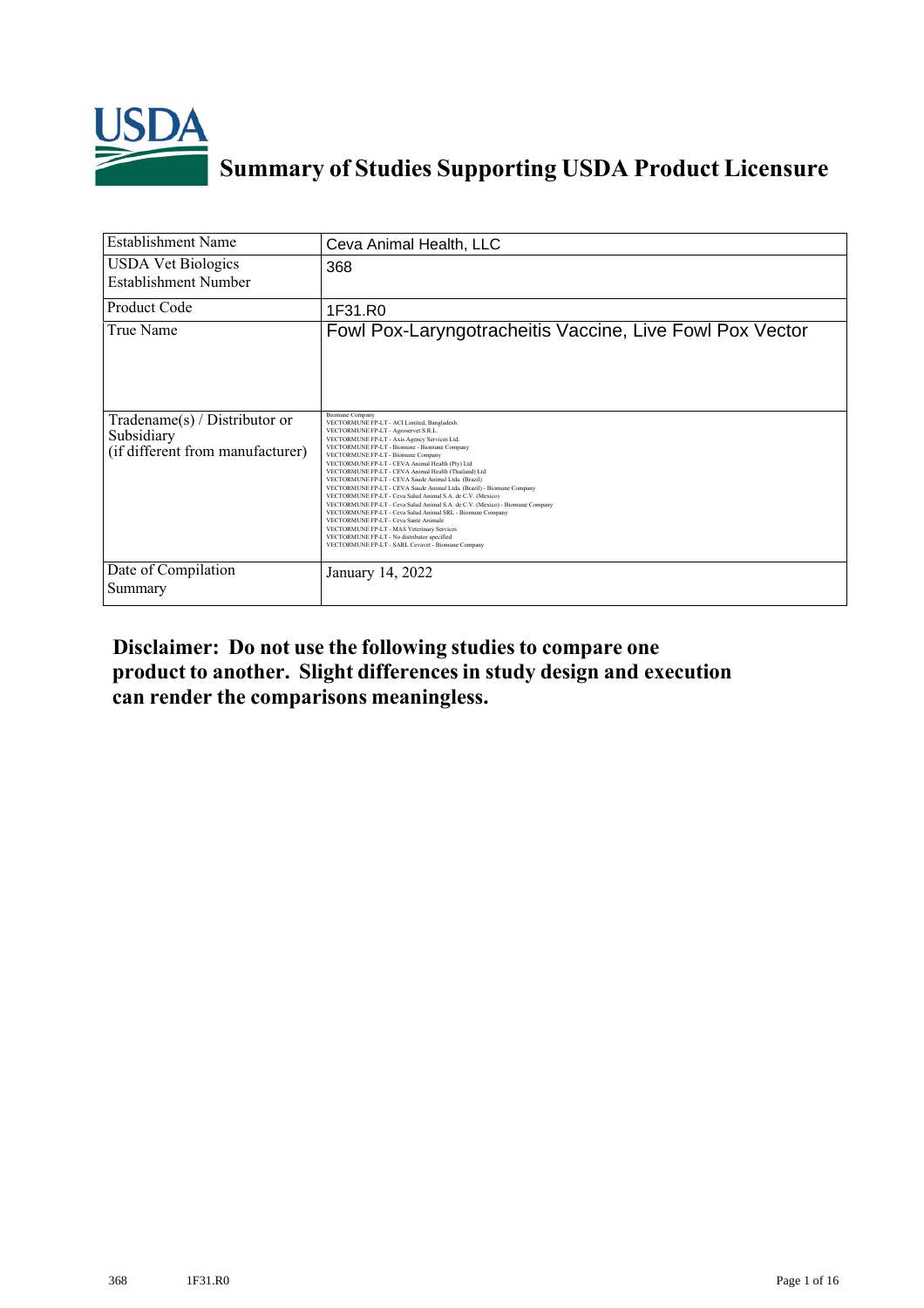# Summary of Studies Supporting USDA Product Licensure

| | |
|---|---|
| Establishment Name | Ceva Animal Health, LLC |
| USDA Vet Biologics Establishment Number | 368 |
| Product Code | 1F31.R0 |
| True Name | Fowl Pox-Laryngotracheitis Vaccine, Live Fowl Pox Vector |
| Tradename(s) / Distributor or Subsidiary (if different from manufacturer) | Biomune Company<br>VECTORMUNE FP-LT - ACI Limited, Bangladesh<br>VECTORMUNE FP-LT - Agroservet S.R.L.<br>VECTORMUNE FP-LT - Axis Agency Services Ltd.<br>VECTORMUNE FP-LT - Biomune - Biomune Company<br>VECTORMUNE FP-LT - Biomune Company<br>VECTORMUNE FP-LT - CEVA Animal Health (Pty) Ltd<br>VECTORMUNE FP-LT - CEVA Animal Health (Thailand) Ltd<br>VECTORMUNE FP-LT - CEVA Saude Animal Ltda. (Brazil)<br>VECTORMUNE FP-LT - CEVA Saude Animal Ltda. (Brazil) - Biomune Company<br>VECTORMUNE FP-LT - Ceva Salud Animal S.A. de C.V. (Mexico)<br>VECTORMUNE FP-LT - Ceva Salud Animal S.A. de C.V. (Mexico) - Biomune Company<br>VECTORMUNE FP-LT - Ceva Salud Animal SRL - Biomune Company<br>VECTORMUNE FP-LT - Ceva Sante Animale<br>VECTORMUNE FP-LT - MAS Veterinary Services<br>VECTORMUNE FP-LT - No distributor specified<br>VECTORMUNE FP-LT - SARL Cevavet - Biomune Company |
| Date of Compilation Summary | January 14, 2022 |

**Disclaimer: Do not use the following studies to compare one product to another. Slight differences in study design and execution can render the comparisons meaningless.**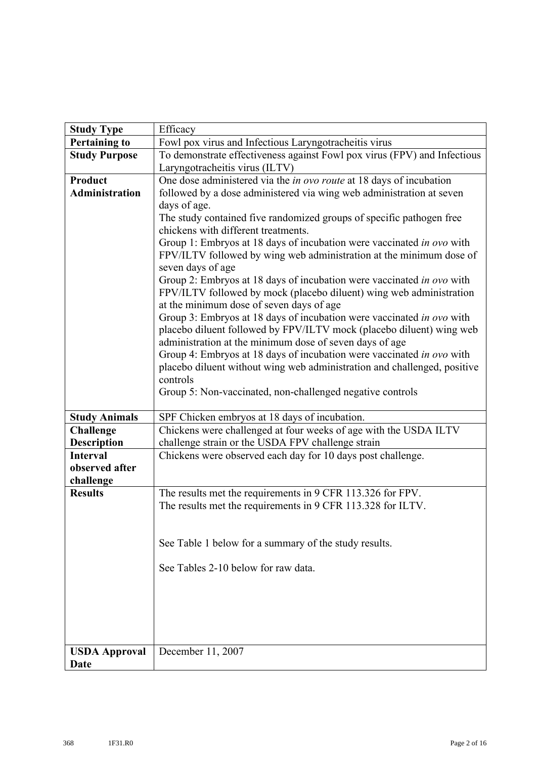| **Study Type** | Efficacy |
|---|---|
| **Pertaining to** | Fowl pox virus and Infectious Laryngotracheitis virus |
| **Study Purpose** | To demonstrate effectiveness against Fowl pox virus (FPV) and Infectious Laryngotracheitis virus (ILTV) |
| **Product Administration** | One dose administered via the *in ovo route* at 18 days of incubation followed by a dose administered via wing web administration at seven days of age.<br>The study contained five randomized groups of specific pathogen free chickens with different treatments.<br>Group 1: Embryos at 18 days of incubation were vaccinated *in ovo* with FPV/ILTV followed by wing web administration at the minimum dose of seven days of age<br>Group 2: Embryos at 18 days of incubation were vaccinated *in ovo* with FPV/ILTV followed by mock (placebo diluent) wing web administration at the minimum dose of seven days of age<br>Group 3: Embryos at 18 days of incubation were vaccinated *in ovo* with placebo diluent followed by FPV/ILTV mock (placebo diluent) wing web administration at the minimum dose of seven days of age<br>Group 4: Embryos at 18 days of incubation were vaccinated *in ovo* with placebo diluent without wing web administration and challenged, positive controls<br>Group 5: Non-vaccinated, non-challenged negative controls |
| **Study Animals** | SPF Chicken embryos at 18 days of incubation. |
| **Challenge Description** | Chickens were challenged at four weeks of age with the USDA ILTV challenge strain or the USDA FPV challenge strain |
| **Interval observed after challenge** | Chickens were observed each day for 10 days post challenge. |
| **Results** | The results met the requirements in 9 CFR 113.326 for FPV.<br>The results met the requirements in 9 CFR 113.328 for ILTV.<br><br>See Table 1 below for a summary of the study results.<br><br>See Tables 2-10 below for raw data. |
| **USDA Approval Date** | December 11, 2007 |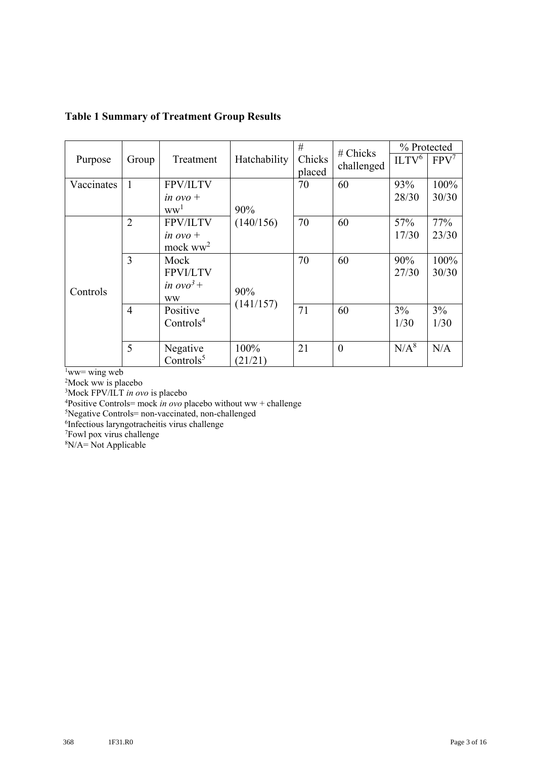**Table 1 Summary of Treatment Group Results**

| Purpose | Group | Treatment | Hatchability | # Chicks placed | # Chicks challenged | % Protected | |
|---|---|---|---|---|---|---|---|
| | | | | | | ILTV[6] | FPV[7] |
| Vaccinates | 1 | FPV/ILTV *in ovo* + ww[1] | 90% (140/156) | 70 | 60 | 93% 28/30 | 100% 30/30 |
| Controls | 2 | FPV/ILTV *in ovo* + mock ww[2] | | 70 | 60 | 57% 17/30 | 77% 23/30 |
| | 3 | Mock FPVI/LTV *in ovo*[3] + ww | 90% (141/157) | 70 | 60 | 90% 27/30 | 100% 30/30 |
| | 4 | Positive Controls[4] | | 71 | 60 | 3% 1/30 | 3% 1/30 |
| | 5 | Negative Controls[5] | 100% (21/21) | 21 | 0 | N/A[8] | N/A |

[1]ww= wing web
[2]Mock ww is placebo
[3]Mock FPV/ILT *in ovo* is placebo
[4]Positive Controls= mock *in ovo* placebo without ww + challenge
[5]Negative Controls= non-vaccinated, non-challenged
[6]Infectious laryngotracheitis virus challenge
[7]Fowl pox virus challenge
[8]N/A= Not Applicable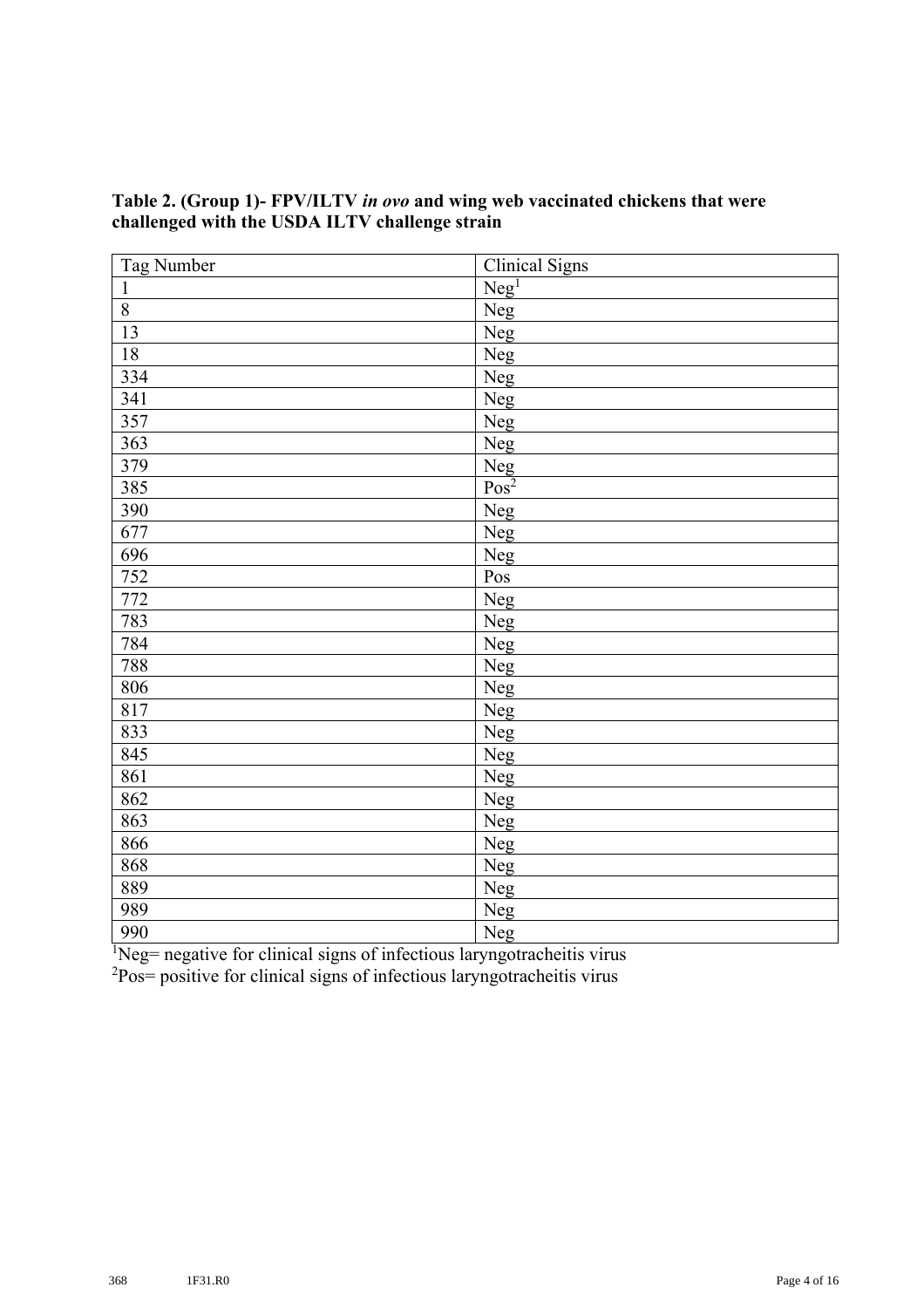**Table 2. (Group 1)- FPV/ILTV *in ovo* and wing web vaccinated chickens that were challenged with the USDA ILTV challenge strain**

| Tag Number | Clinical Signs |
|---|---|
| 1 | Neg[1] |
| 8 | Neg |
| 13 | Neg |
| 18 | Neg |
| 334 | Neg |
| 341 | Neg |
| 357 | Neg |
| 363 | Neg |
| 379 | Neg |
| 385 | Pos[2] |
| 390 | Neg |
| 677 | Neg |
| 696 | Neg |
| 752 | Pos |
| 772 | Neg |
| 783 | Neg |
| 784 | Neg |
| 788 | Neg |
| 806 | Neg |
| 817 | Neg |
| 833 | Neg |
| 845 | Neg |
| 861 | Neg |
| 862 | Neg |
| 863 | Neg |
| 866 | Neg |
| 868 | Neg |
| 889 | Neg |
| 989 | Neg |
| 990 | Neg |

[1]Neg= negative for clinical signs of infectious laryngotracheitis virus

[2]Pos= positive for clinical signs of infectious laryngotracheitis virus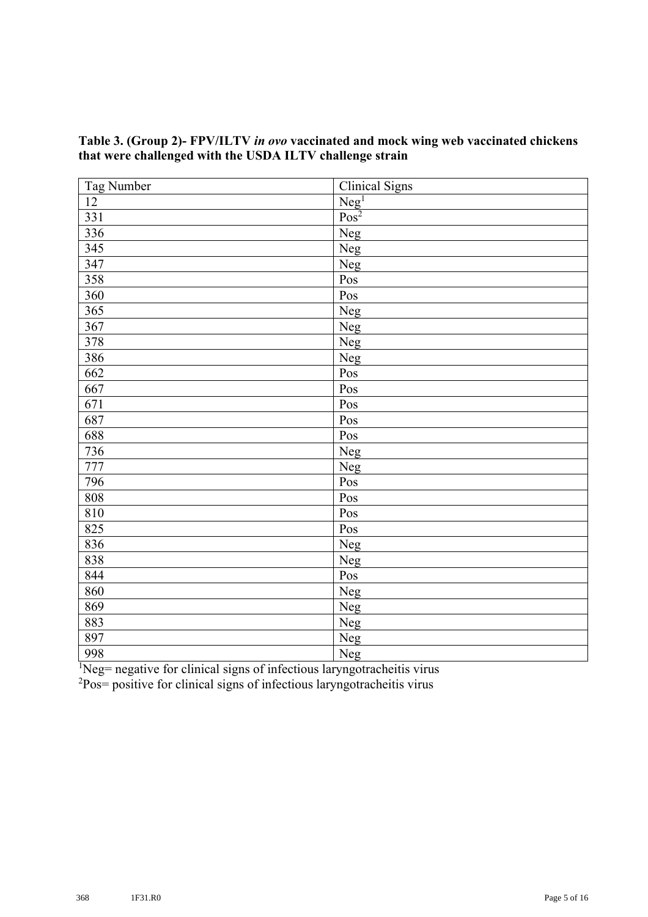**Table 3. (Group 2)- FPV/ILTV *in ovo* vaccinated and mock wing web vaccinated chickens that were challenged with the USDA ILTV challenge strain**

| Tag Number | Clinical Signs |
|---|---|
| 12 | Neg[1] |
| 331 | Pos[2] |
| 336 | Neg |
| 345 | Neg |
| 347 | Neg |
| 358 | Pos |
| 360 | Pos |
| 365 | Neg |
| 367 | Neg |
| 378 | Neg |
| 386 | Neg |
| 662 | Pos |
| 667 | Pos |
| 671 | Pos |
| 687 | Pos |
| 688 | Pos |
| 736 | Neg |
| 777 | Neg |
| 796 | Pos |
| 808 | Pos |
| 810 | Pos |
| 825 | Pos |
| 836 | Neg |
| 838 | Neg |
| 844 | Pos |
| 860 | Neg |
| 869 | Neg |
| 883 | Neg |
| 897 | Neg |
| 998 | Neg |

[1]Neg= negative for clinical signs of infectious laryngotracheitis virus
[2]Pos= positive for clinical signs of infectious laryngotracheitis virus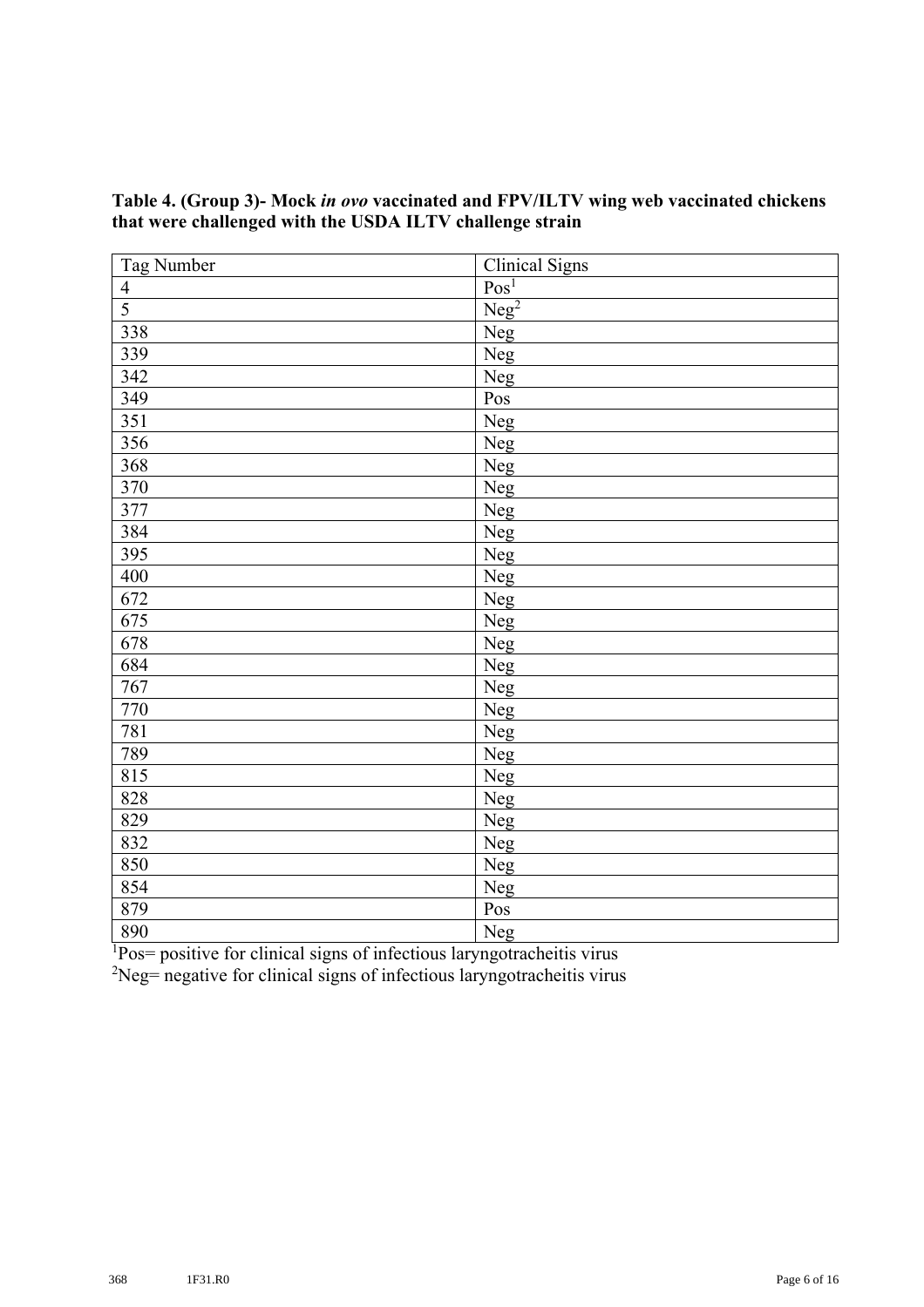**Table 4. (Group 3)- Mock *in ovo* vaccinated and FPV/ILTV wing web vaccinated chickens that were challenged with the USDA ILTV challenge strain**

| Tag Number | Clinical Signs |
|---|---|
| 4 | Pos[1] |
| 5 | Neg[2] |
| 338 | Neg |
| 339 | Neg |
| 342 | Neg |
| 349 | Pos |
| 351 | Neg |
| 356 | Neg |
| 368 | Neg |
| 370 | Neg |
| 377 | Neg |
| 384 | Neg |
| 395 | Neg |
| 400 | Neg |
| 672 | Neg |
| 675 | Neg |
| 678 | Neg |
| 684 | Neg |
| 767 | Neg |
| 770 | Neg |
| 781 | Neg |
| 789 | Neg |
| 815 | Neg |
| 828 | Neg |
| 829 | Neg |
| 832 | Neg |
| 850 | Neg |
| 854 | Neg |
| 879 | Pos |
| 890 | Neg |

[1]Pos= positive for clinical signs of infectious laryngotracheitis virus

[2]Neg= negative for clinical signs of infectious laryngotracheitis virus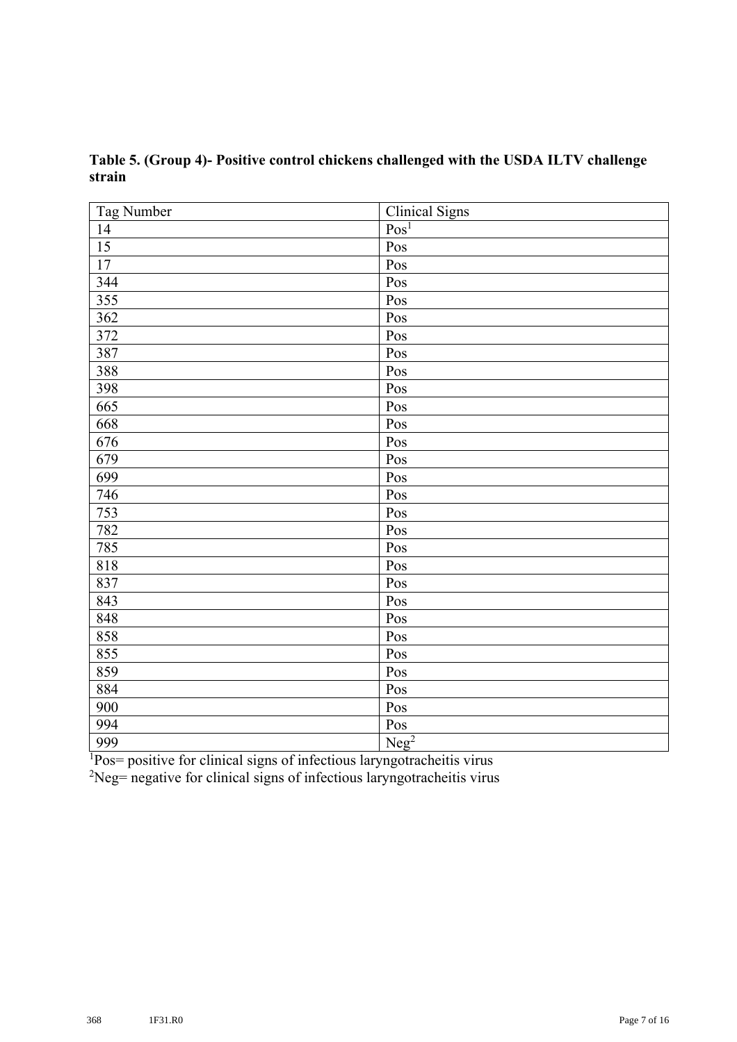**Table 5. (Group 4)- Positive control chickens challenged with the USDA ILTV challenge strain**

| Tag Number | Clinical Signs |
|---|---|
| 14 | Pos[1] |
| 15 | Pos |
| 17 | Pos |
| 344 | Pos |
| 355 | Pos |
| 362 | Pos |
| 372 | Pos |
| 387 | Pos |
| 388 | Pos |
| 398 | Pos |
| 665 | Pos |
| 668 | Pos |
| 676 | Pos |
| 679 | Pos |
| 699 | Pos |
| 746 | Pos |
| 753 | Pos |
| 782 | Pos |
| 785 | Pos |
| 818 | Pos |
| 837 | Pos |
| 843 | Pos |
| 848 | Pos |
| 858 | Pos |
| 855 | Pos |
| 859 | Pos |
| 884 | Pos |
| 900 | Pos |
| 994 | Pos |
| 999 | Neg[2] |

[1]Pos= positive for clinical signs of infectious laryngotracheitis virus

[2]Neg= negative for clinical signs of infectious laryngotracheitis virus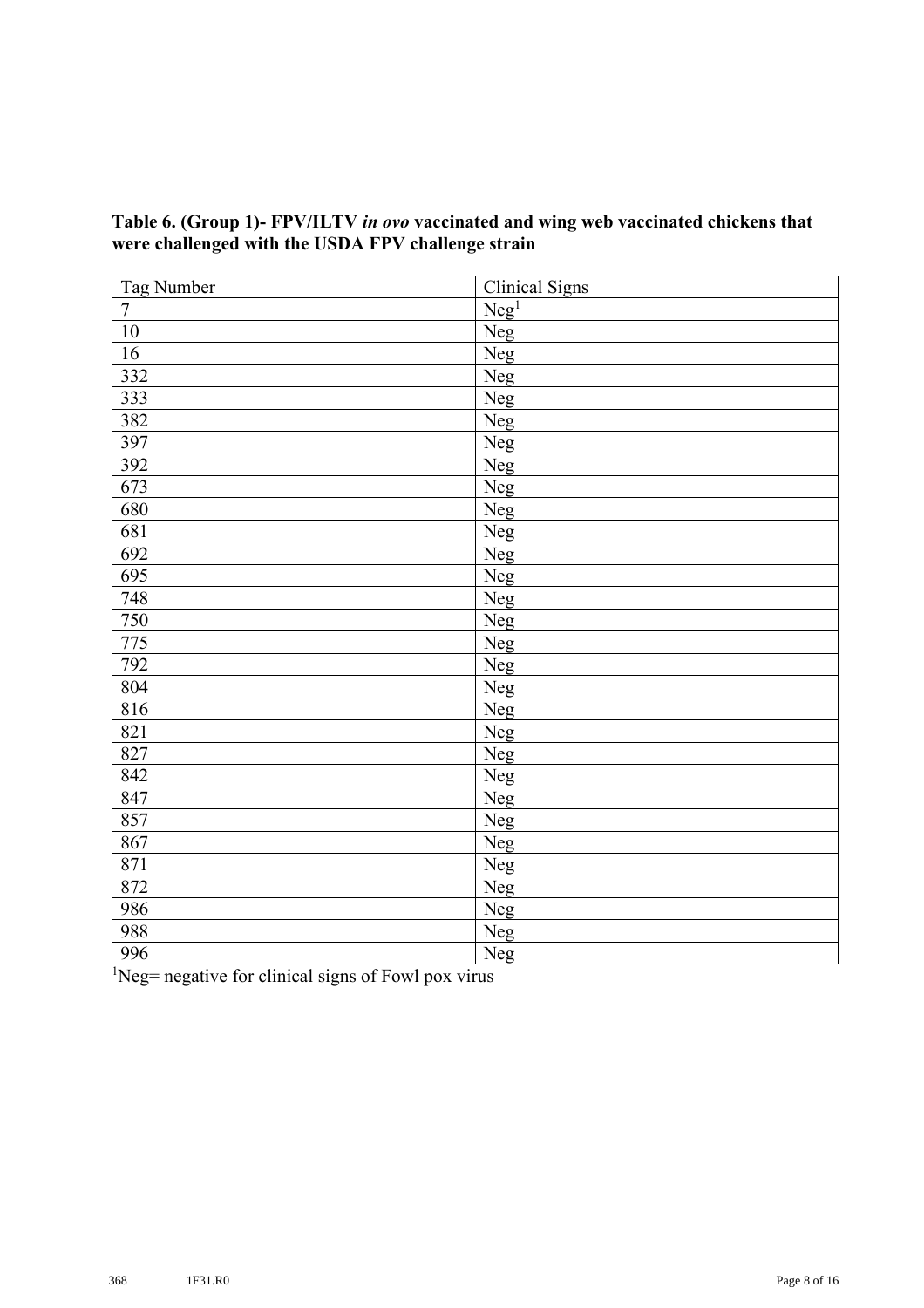**Table 6. (Group 1)- FPV/ILTV *in ovo* vaccinated and wing web vaccinated chickens that were challenged with the USDA FPV challenge strain**

| Tag Number | Clinical Signs |
| --- | --- |
| 7 | Neg[1] |
| 10 | Neg |
| 16 | Neg |
| 332 | Neg |
| 333 | Neg |
| 382 | Neg |
| 397 | Neg |
| 392 | Neg |
| 673 | Neg |
| 680 | Neg |
| 681 | Neg |
| 692 | Neg |
| 695 | Neg |
| 748 | Neg |
| 750 | Neg |
| 775 | Neg |
| 792 | Neg |
| 804 | Neg |
| 816 | Neg |
| 821 | Neg |
| 827 | Neg |
| 842 | Neg |
| 847 | Neg |
| 857 | Neg |
| 867 | Neg |
| 871 | Neg |
| 872 | Neg |
| 986 | Neg |
| 988 | Neg |
| 996 | Neg |

[1]Neg= negative for clinical signs of Fowl pox virus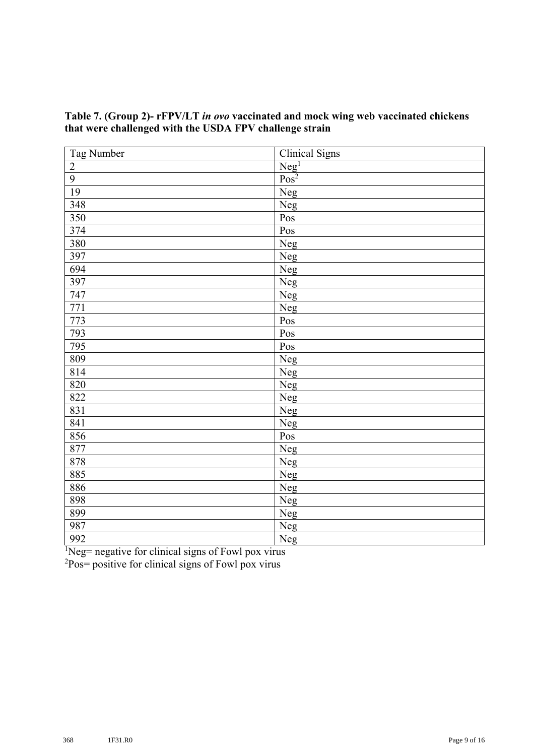**Table 7. (Group 2)- rFPV/LT *in ovo* vaccinated and mock wing web vaccinated chickens that were challenged with the USDA FPV challenge strain**

| Tag Number | Clinical Signs |
|---|---|
| 2 | Neg[1] |
| 9 | Pos[2] |
| 19 | Neg |
| 348 | Neg |
| 350 | Pos |
| 374 | Pos |
| 380 | Neg |
| 397 | Neg |
| 694 | Neg |
| 397 | Neg |
| 747 | Neg |
| 771 | Neg |
| 773 | Pos |
| 793 | Pos |
| 795 | Pos |
| 809 | Neg |
| 814 | Neg |
| 820 | Neg |
| 822 | Neg |
| 831 | Neg |
| 841 | Neg |
| 856 | Pos |
| 877 | Neg |
| 878 | Neg |
| 885 | Neg |
| 886 | Neg |
| 898 | Neg |
| 899 | Neg |
| 987 | Neg |
| 992 | Neg |

[1]Neg= negative for clinical signs of Fowl pox virus

[2]Pos= positive for clinical signs of Fowl pox virus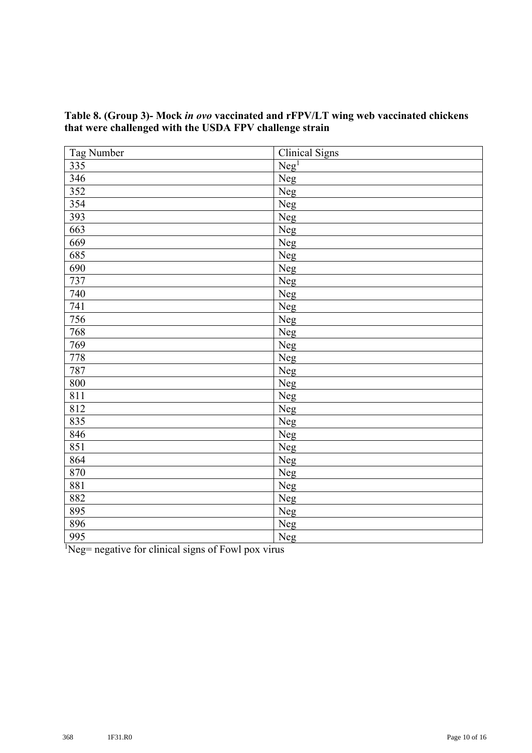**Table 8. (Group 3)- Mock *in ovo* vaccinated and rFPV/LT wing web vaccinated chickens that were challenged with the USDA FPV challenge strain**

| Tag Number | Clinical Signs |
|---|---|
| 335 | Neg[1] |
| 346 | Neg |
| 352 | Neg |
| 354 | Neg |
| 393 | Neg |
| 663 | Neg |
| 669 | Neg |
| 685 | Neg |
| 690 | Neg |
| 737 | Neg |
| 740 | Neg |
| 741 | Neg |
| 756 | Neg |
| 768 | Neg |
| 769 | Neg |
| 778 | Neg |
| 787 | Neg |
| 800 | Neg |
| 811 | Neg |
| 812 | Neg |
| 835 | Neg |
| 846 | Neg |
| 851 | Neg |
| 864 | Neg |
| 870 | Neg |
| 881 | Neg |
| 882 | Neg |
| 895 | Neg |
| 896 | Neg |
| 995 | Neg |

[1]Neg= negative for clinical signs of Fowl pox virus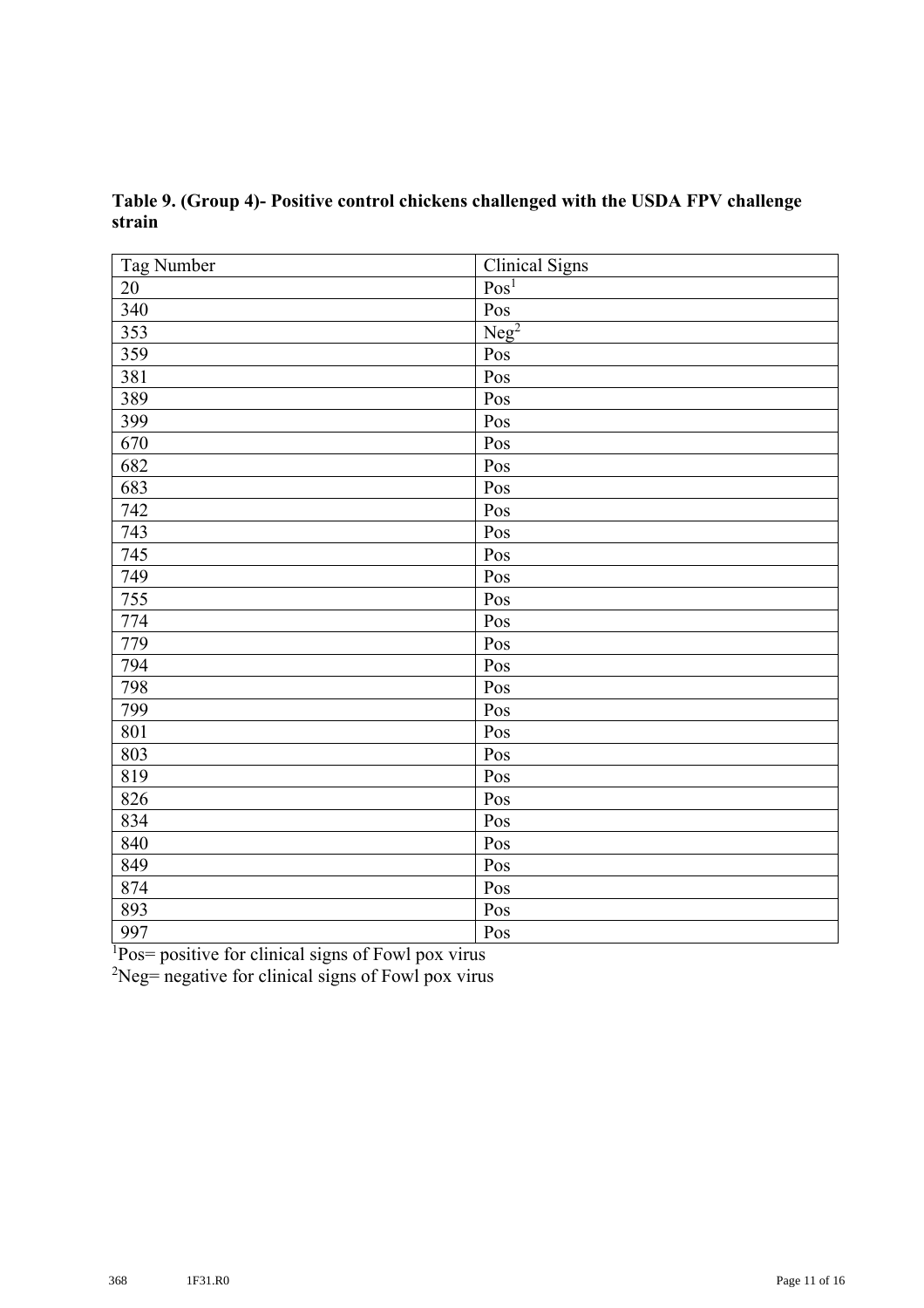**Table 9. (Group 4)- Positive control chickens challenged with the USDA FPV challenge strain**

| Tag Number | Clinical Signs |
|---|---|
| 20 | Pos[1] |
| 340 | Pos |
| 353 | Neg[2] |
| 359 | Pos |
| 381 | Pos |
| 389 | Pos |
| 399 | Pos |
| 670 | Pos |
| 682 | Pos |
| 683 | Pos |
| 742 | Pos |
| 743 | Pos |
| 745 | Pos |
| 749 | Pos |
| 755 | Pos |
| 774 | Pos |
| 779 | Pos |
| 794 | Pos |
| 798 | Pos |
| 799 | Pos |
| 801 | Pos |
| 803 | Pos |
| 819 | Pos |
| 826 | Pos |
| 834 | Pos |
| 840 | Pos |
| 849 | Pos |
| 874 | Pos |
| 893 | Pos |
| 997 | Pos |

[1]Pos= positive for clinical signs of Fowl pox virus

[2]Neg= negative for clinical signs of Fowl pox virus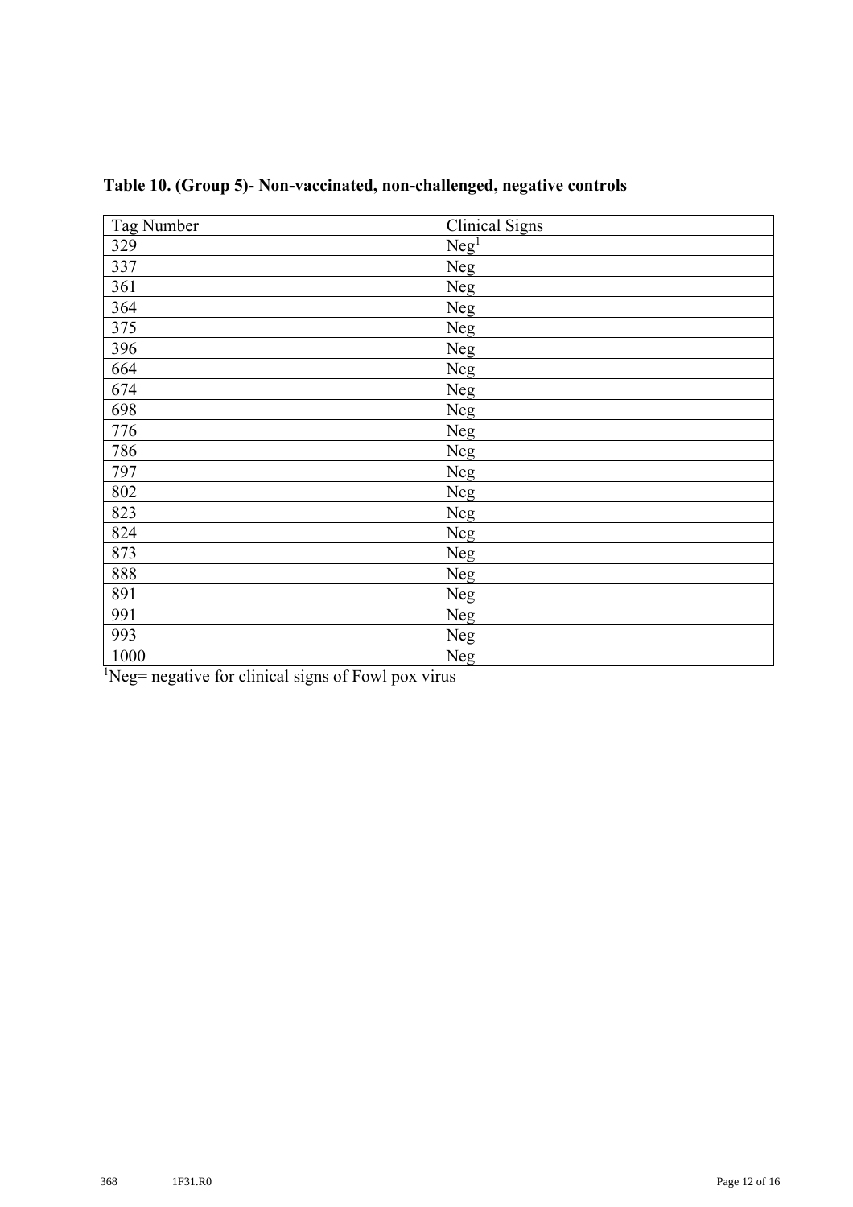**Table 10. (Group 5)- Non-vaccinated, non-challenged, negative controls**

| Tag Number | Clinical Signs |
|---|---|
| 329 | Neg[1] |
| 337 | Neg |
| 361 | Neg |
| 364 | Neg |
| 375 | Neg |
| 396 | Neg |
| 664 | Neg |
| 674 | Neg |
| 698 | Neg |
| 776 | Neg |
| 786 | Neg |
| 797 | Neg |
| 802 | Neg |
| 823 | Neg |
| 824 | Neg |
| 873 | Neg |
| 888 | Neg |
| 891 | Neg |
| 991 | Neg |
| 993 | Neg |
| 1000 | Neg |

[1]Neg= negative for clinical signs of Fowl pox virus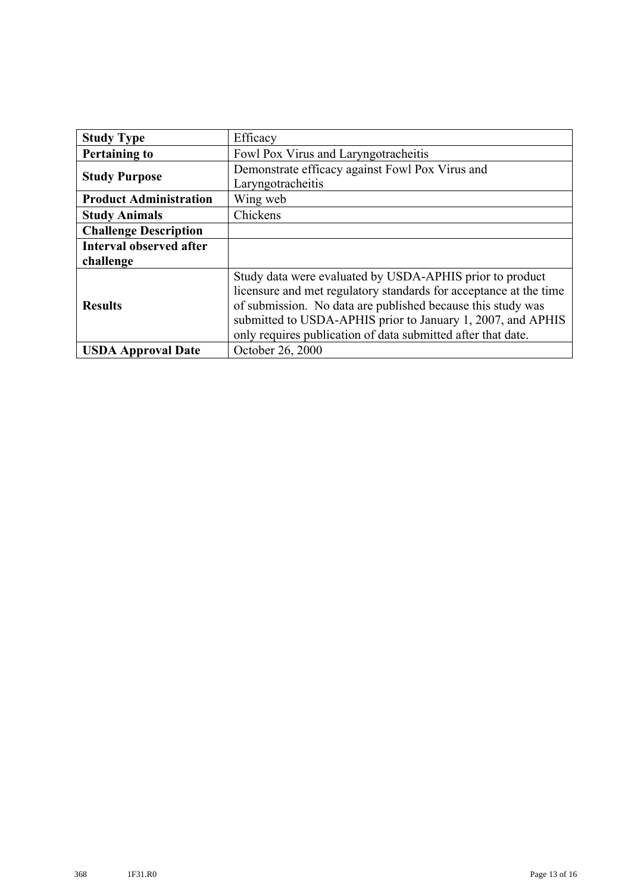| Study Type | Efficacy |
|---|---|
| **Pertaining to** | Fowl Pox Virus and Laryngotracheitis |
| **Study Purpose** | Demonstrate efficacy against Fowl Pox Virus and Laryngotracheitis |
| **Product Administration** | Wing web |
| **Study Animals** | Chickens |
| **Challenge Description** | |
| **Interval observed after challenge** | |
| **Results** | Study data were evaluated by USDA-APHIS prior to product licensure and met regulatory standards for acceptance at the time of submission. No data are published because this study was submitted to USDA-APHIS prior to January 1, 2007, and APHIS only requires publication of data submitted after that date. |
| **USDA Approval Date** | October 26, 2000 |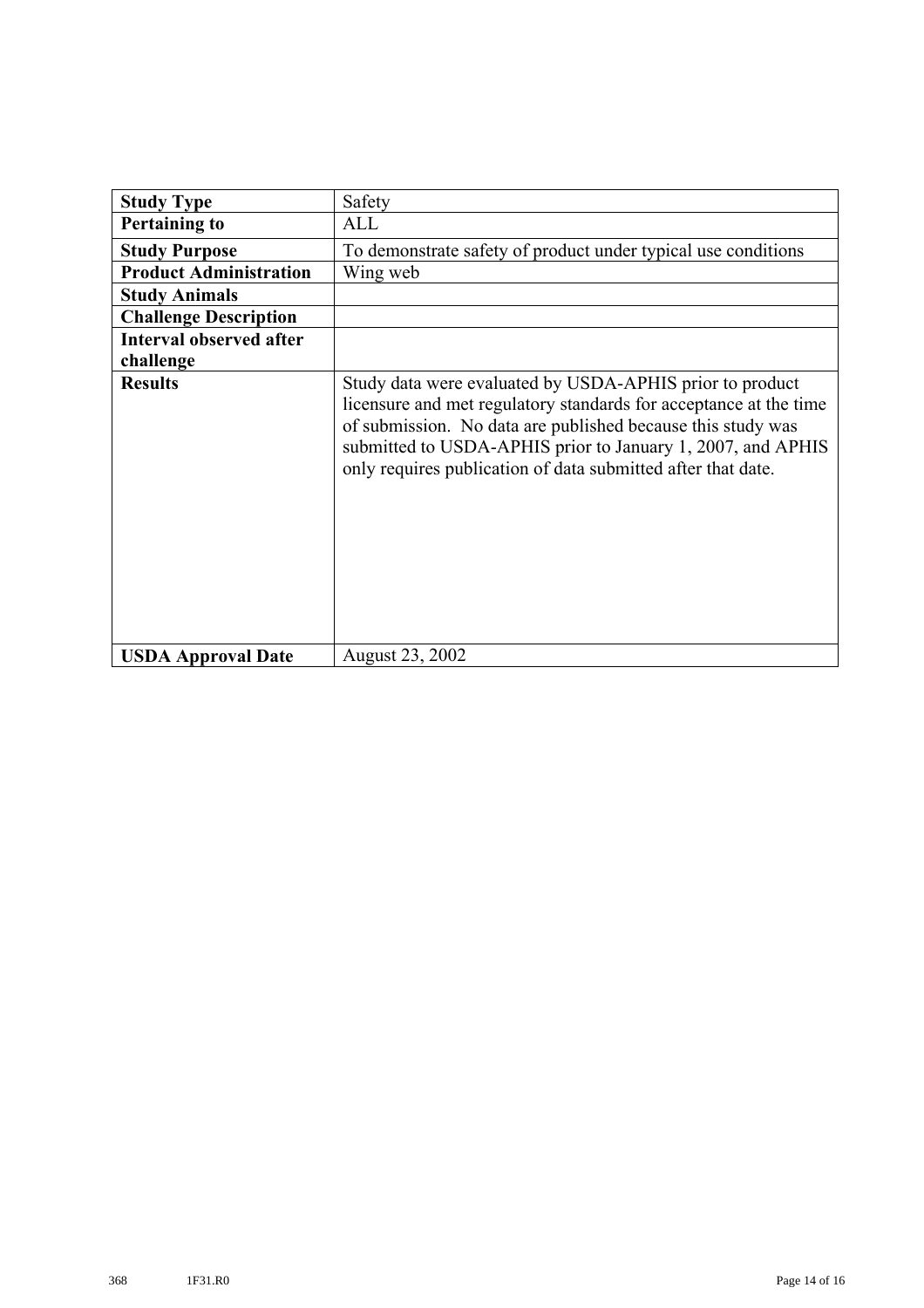| Study Type | Safety |
|---|---|
| **Pertaining to** | ALL |
| **Study Purpose** | To demonstrate safety of product under typical use conditions |
| **Product Administration** | Wing web |
| **Study Animals** | |
| **Challenge Description** | |
| **Interval observed after challenge** | |
| **Results** | Study data were evaluated by USDA-APHIS prior to product licensure and met regulatory standards for acceptance at the time of submission. No data are published because this study was submitted to USDA-APHIS prior to January 1, 2007, and APHIS only requires publication of data submitted after that date. |
| **USDA Approval Date** | August 23, 2002 |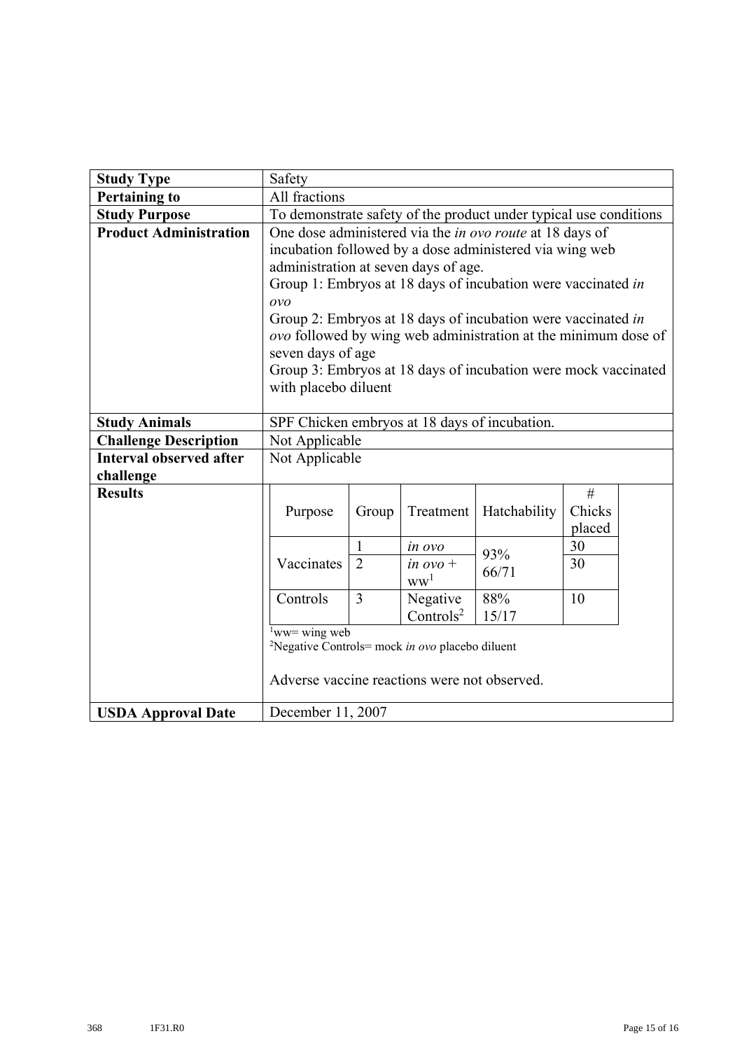| **Study Type** | Safety |
|---|---|
| **Pertaining to** | All fractions |
| **Study Purpose** | To demonstrate safety of the product under typical use conditions |
| **Product Administration** | One dose administered via the *in ovo route* at 18 days of incubation followed by a dose administered via wing web administration at seven days of age.<br>Group 1: Embryos at 18 days of incubation were vaccinated *in ovo*<br>Group 2: Embryos at 18 days of incubation were vaccinated *in ovo* followed by wing web administration at the minimum dose of seven days of age<br>Group 3: Embryos at 18 days of incubation were mock vaccinated with placebo diluent |
| **Study Animals** | SPF Chicken embryos at 18 days of incubation. |
| **Challenge Description** | Not Applicable |
| **Interval observed after challenge** | Not Applicable |
| **Results** | See table below |
| **USDA Approval Date** | December 11, 2007 |

| Purpose | Group | Treatment | Hatchability | # Chicks placed |
|---|---|---|---|---|
| Vaccinates | 1 | *in ovo* | 93% 66/71 | 30 |
| | 2 | *in ovo* + ww[1] | | 30 |
| Controls | 3 | Negative Controls[2] | 88% 15/17 | 10 |

[1]ww= wing web
[2]Negative Controls= mock *in ovo* placebo diluent

Adverse vaccine reactions were not observed.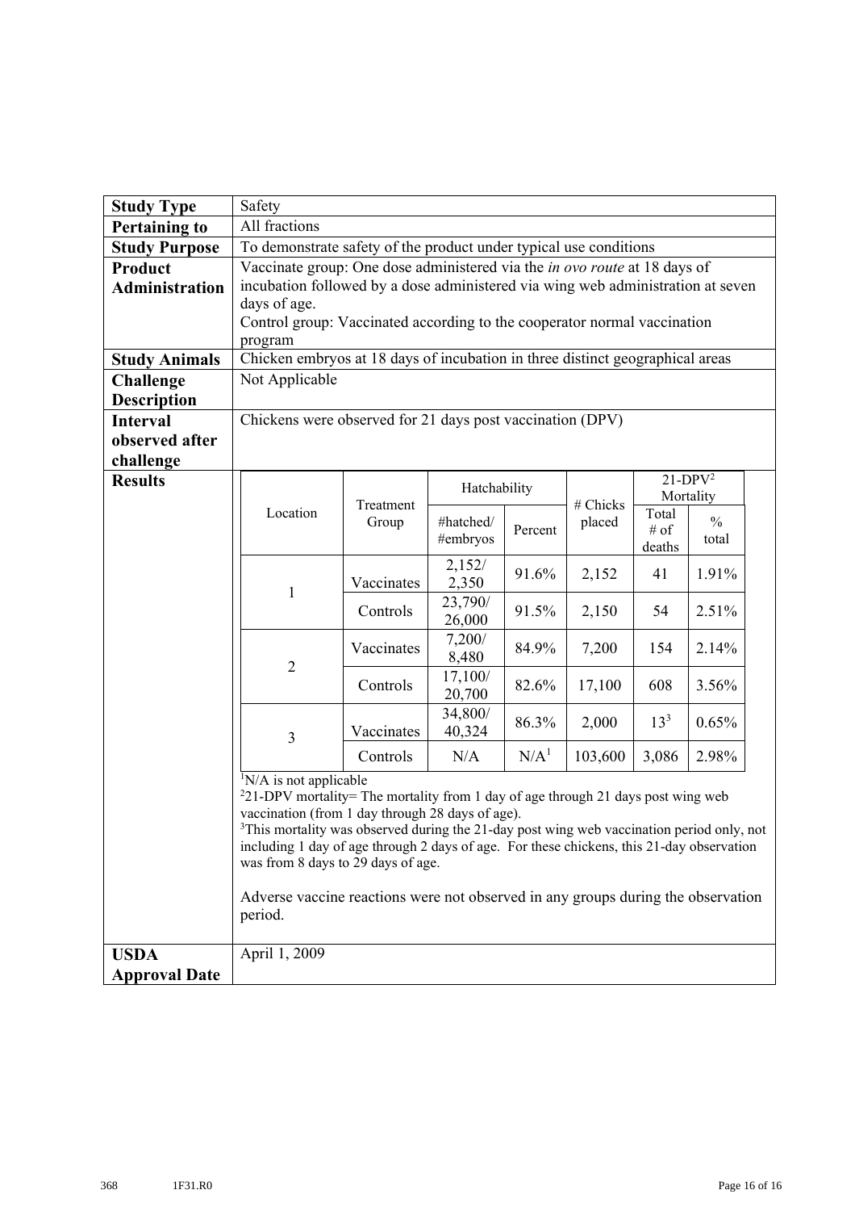| | |
|---|---|
| **Study Type** | Safety |
| **Pertaining to** | All fractions |
| **Study Purpose** | To demonstrate safety of the product under typical use conditions |
| **Product Administration** | Vaccinate group: One dose administered via the *in ovo route* at 18 days of incubation followed by a dose administered via wing web administration at seven days of age.<br>Control group: Vaccinated according to the cooperator normal vaccination program |
| **Study Animals** | Chicken embryos at 18 days of incubation in three distinct geographical areas |
| **Challenge Description** | Not Applicable |
| **Interval observed after challenge** | Chickens were observed for 21 days post vaccination (DPV) |
| **Results** | See table below |
| **USDA Approval Date** | April 1, 2009 |

| Location | Treatment Group | Hatchability | | # Chicks placed | 21-DPV[2] Mortality | |
|---|---|---|---|---|---|---|
| | | #hatched/ #embryos | Percent | | Total # of deaths | % total |
| 1 | Vaccinates | 2,152/ 2,350 | 91.6% | 2,152 | 41 | 1.91% |
| | Controls | 23,790/ 26,000 | 91.5% | 2,150 | 54 | 2.51% |
| 2 | Vaccinates | 7,200/ 8,480 | 84.9% | 7,200 | 154 | 2.14% |
| | Controls | 17,100/ 20,700 | 82.6% | 17,100 | 608 | 3.56% |
| 3 | Vaccinates | 34,800/ 40,324 | 86.3% | 2,000 | 13[3] | 0.65% |
| | Controls | N/A | N/A[1] | 103,600 | 3,086 | 2.98% |

[1]N/A is not applicable
[2]21-DPV mortality= The mortality from 1 day of age through 21 days post wing web vaccination (from 1 day through 28 days of age).
[3]This mortality was observed during the 21-day post wing web vaccination period only, not including 1 day of age through 2 days of age. For these chickens, this 21-day observation was from 8 days to 29 days of age.

Adverse vaccine reactions were not observed in any groups during the observation period.